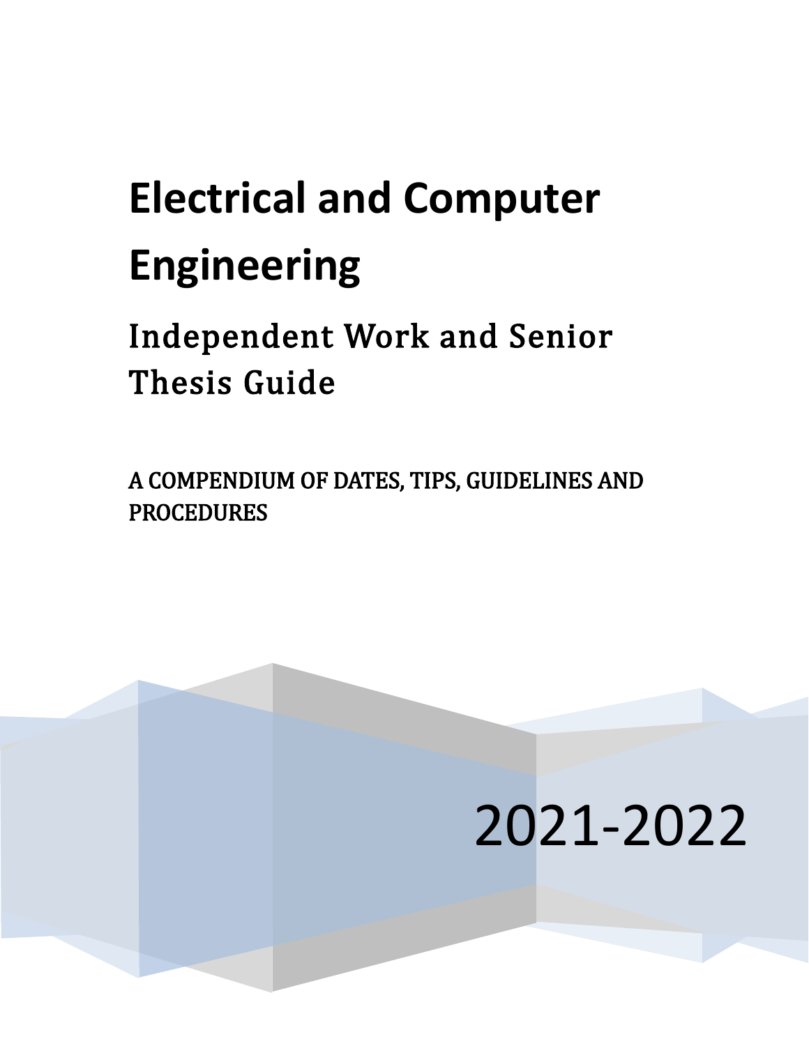# Electrical and Computer Engineering

## Independent Work and Senior Thesis Guide

A COMPENDIUM OF DATES, TIPS, GUIDELINES AND PROCEDURES

2021-2022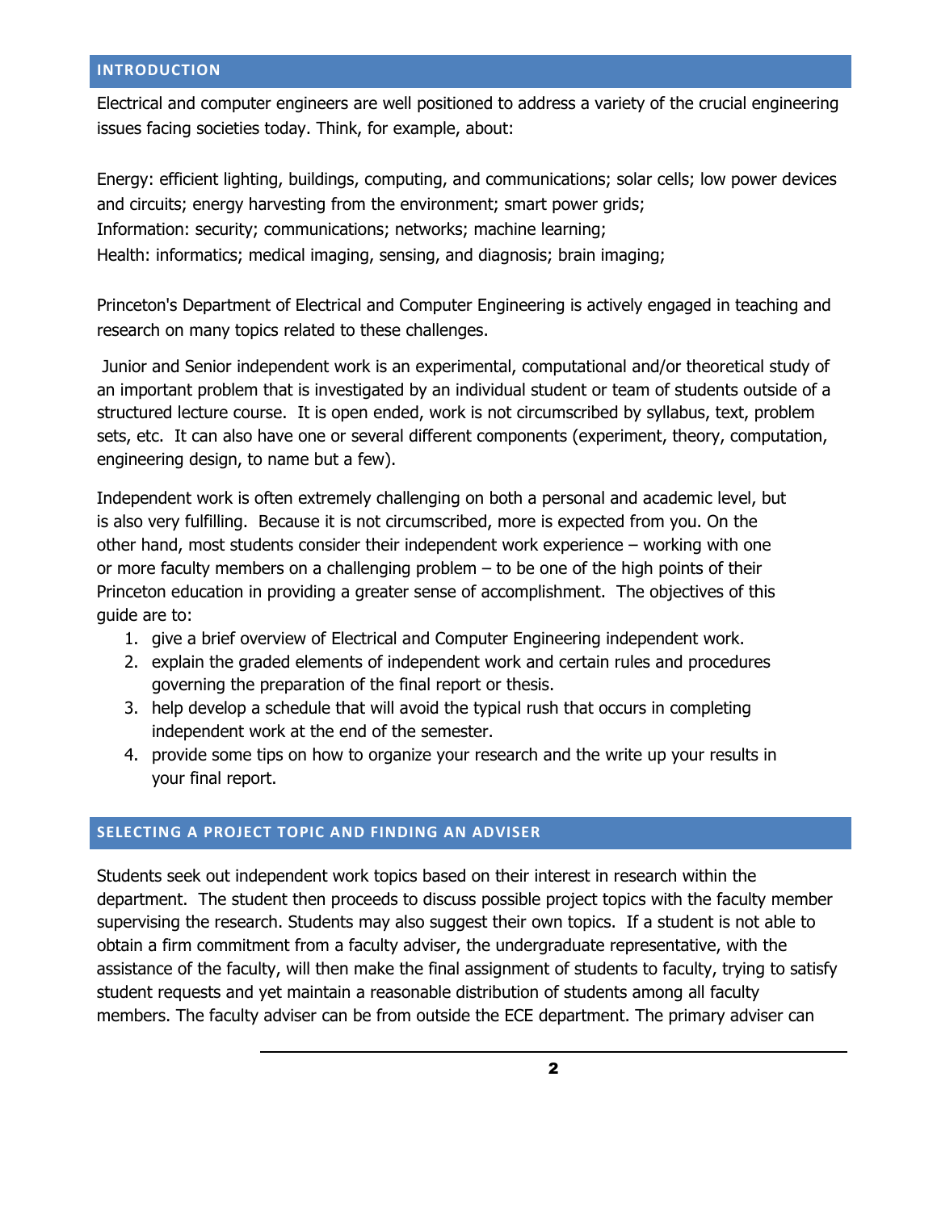## INTRODUCTION

Electrical and computer engineers are well positioned to address a variety of the crucial engineering issues facing societies today. Think, for example, about:

Energy: efficient lighting, buildings, computing, and communications; solar cells; low power devices and circuits; energy harvesting from the environment; smart power grids;
Information: security; communications; networks; machine learning;
Health: informatics; medical imaging, sensing, and diagnosis; brain imaging;

Princeton's Department of Electrical and Computer Engineering is actively engaged in teaching and research on many topics related to these challenges.

Junior and Senior independent work is an experimental, computational and/or theoretical study of an important problem that is investigated by an individual student or team of students outside of a structured lecture course. It is open ended, work is not circumscribed by syllabus, text, problem sets, etc. It can also have one or several different components (experiment, theory, computation, engineering design, to name but a few).

Independent work is often extremely challenging on both a personal and academic level, but is also very fulfilling. Because it is not circumscribed, more is expected from you. On the other hand, most students consider their independent work experience – working with one or more faculty members on a challenging problem – to be one of the high points of their Princeton education in providing a greater sense of accomplishment. The objectives of this guide are to:

1. give a brief overview of Electrical and Computer Engineering independent work.
2. explain the graded elements of independent work and certain rules and procedures governing the preparation of the final report or thesis.
3. help develop a schedule that will avoid the typical rush that occurs in completing independent work at the end of the semester.
4. provide some tips on how to organize your research and the write up your results in your final report.

## SELECTING A PROJECT TOPIC AND FINDING AN ADVISER

Students seek out independent work topics based on their interest in research within the department. The student then proceeds to discuss possible project topics with the faculty member supervising the research. Students may also suggest their own topics. If a student is not able to obtain a firm commitment from a faculty adviser, the undergraduate representative, with the assistance of the faculty, will then make the final assignment of students to faculty, trying to satisfy student requests and yet maintain a reasonable distribution of students among all faculty members. The faculty adviser can be from outside the ECE department. The primary adviser can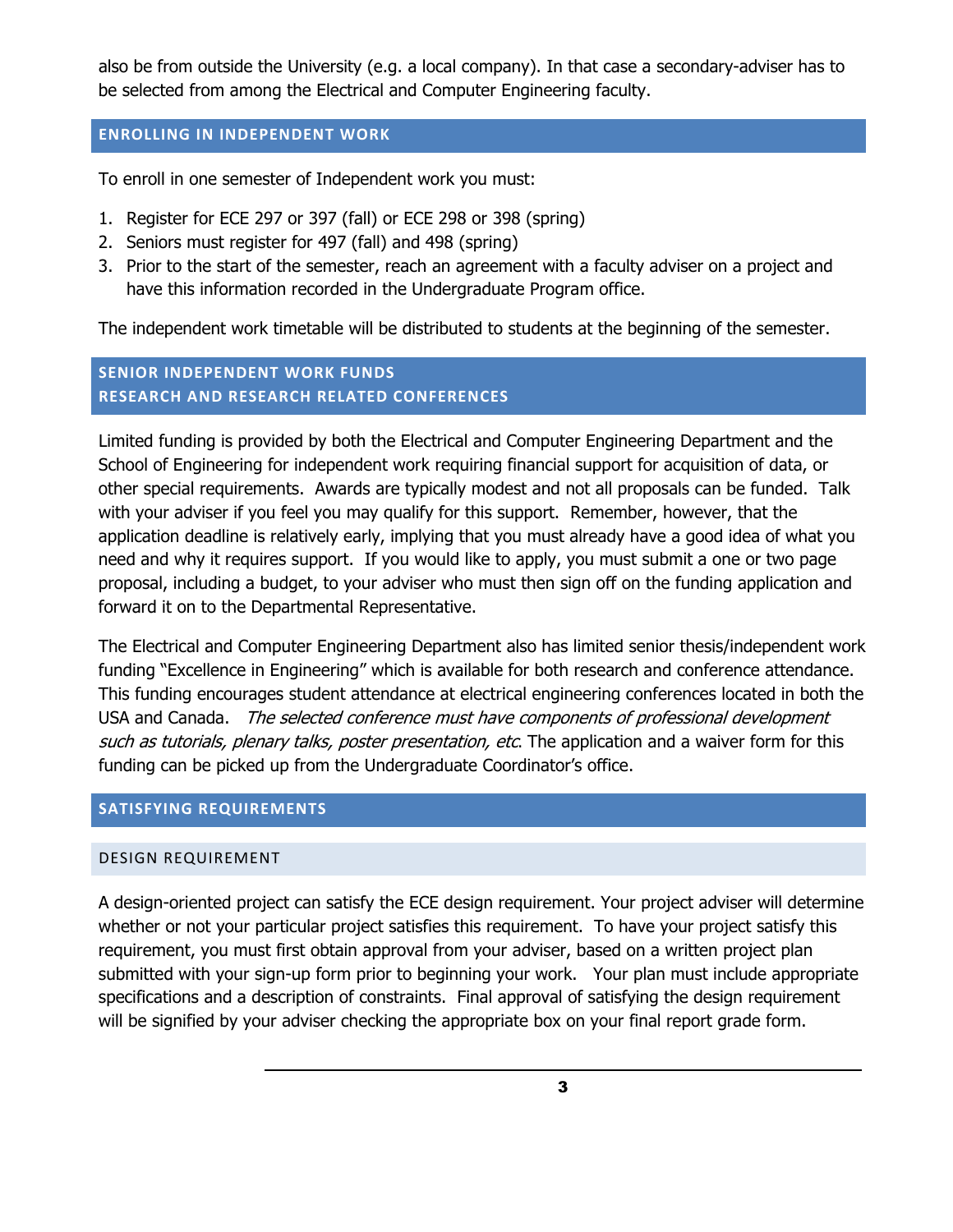also be from outside the University (e.g. a local company). In that case a secondary-adviser has to be selected from among the Electrical and Computer Engineering faculty.

## ENROLLING IN INDEPENDENT WORK

To enroll in one semester of Independent work you must:

1. Register for ECE 297 or 397 (fall) or ECE 298 or 398 (spring)
2. Seniors must register for 497 (fall) and 498 (spring)
3. Prior to the start of the semester, reach an agreement with a faculty adviser on a project and have this information recorded in the Undergraduate Program office.

The independent work timetable will be distributed to students at the beginning of the semester.

## SENIOR INDEPENDENT WORK FUNDS RESEARCH AND RESEARCH RELATED CONFERENCES

Limited funding is provided by both the Electrical and Computer Engineering Department and the School of Engineering for independent work requiring financial support for acquisition of data, or other special requirements. Awards are typically modest and not all proposals can be funded. Talk with your adviser if you feel you may qualify for this support. Remember, however, that the application deadline is relatively early, implying that you must already have a good idea of what you need and why it requires support. If you would like to apply, you must submit a one or two page proposal, including a budget, to your adviser who must then sign off on the funding application and forward it on to the Departmental Representative.

The Electrical and Computer Engineering Department also has limited senior thesis/independent work funding "Excellence in Engineering" which is available for both research and conference attendance. This funding encourages student attendance at electrical engineering conferences located in both the USA and Canada. *The selected conference must have components of professional development such as tutorials, plenary talks, poster presentation, etc*. The application and a waiver form for this funding can be picked up from the Undergraduate Coordinator's office.

## SATISFYING REQUIREMENTS

### DESIGN REQUIREMENT

A design-oriented project can satisfy the ECE design requirement. Your project adviser will determine whether or not your particular project satisfies this requirement. To have your project satisfy this requirement, you must first obtain approval from your adviser, based on a written project plan submitted with your sign-up form prior to beginning your work. Your plan must include appropriate specifications and a description of constraints. Final approval of satisfying the design requirement will be signified by your adviser checking the appropriate box on your final report grade form.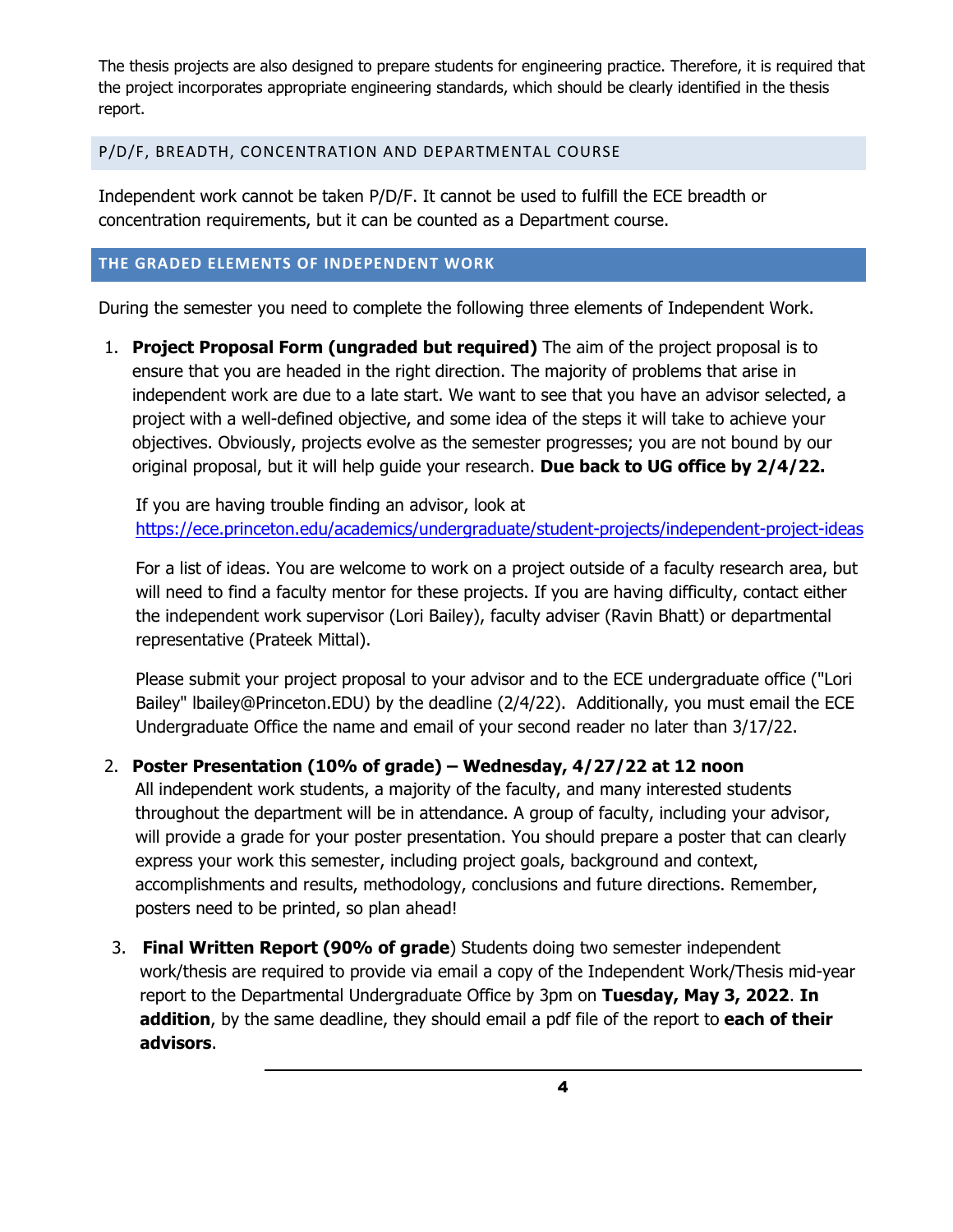The thesis projects are also designed to prepare students for engineering practice. Therefore, it is required that the project incorporates appropriate engineering standards, which should be clearly identified in the thesis report.

## P/D/F, BREADTH, CONCENTRATION AND DEPARTMENTAL COURSE

Independent work cannot be taken P/D/F. It cannot be used to fulfill the ECE breadth or concentration requirements, but it can be counted as a Department course.

## THE GRADED ELEMENTS OF INDEPENDENT WORK

During the semester you need to complete the following three elements of Independent Work.

1. **Project Proposal Form (ungraded but required)** The aim of the project proposal is to ensure that you are headed in the right direction. The majority of problems that arise in independent work are due to a late start. We want to see that you have an advisor selected, a project with a well-defined objective, and some idea of the steps it will take to achieve your objectives. Obviously, projects evolve as the semester progresses; you are not bound by our original proposal, but it will help guide your research. **Due back to UG office by 2/4/22.**

   If you are having trouble finding an advisor, look at https://ece.princeton.edu/academics/undergraduate/student-projects/independent-project-ideas

   For a list of ideas. You are welcome to work on a project outside of a faculty research area, but will need to find a faculty mentor for these projects. If you are having difficulty, contact either the independent work supervisor (Lori Bailey), faculty adviser (Ravin Bhatt) or departmental representative (Prateek Mittal).

   Please submit your project proposal to your advisor and to the ECE undergraduate office ("Lori Bailey" lbailey@Princeton.EDU) by the deadline (2/4/22). Additionally, you must email the ECE Undergraduate Office the name and email of your second reader no later than 3/17/22.

2. **Poster Presentation (10% of grade) – Wednesday, 4/27/22 at 12 noon**
   All independent work students, a majority of the faculty, and many interested students throughout the department will be in attendance. A group of faculty, including your advisor, will provide a grade for your poster presentation. You should prepare a poster that can clearly express your work this semester, including project goals, background and context, accomplishments and results, methodology, conclusions and future directions. Remember, posters need to be printed, so plan ahead!

3. **Final Written Report (90% of grade**) Students doing two semester independent work/thesis are required to provide via email a copy of the Independent Work/Thesis mid-year report to the Departmental Undergraduate Office by 3pm on **Tuesday, May 3, 2022**. **In addition**, by the same deadline, they should email a pdf file of the report to **each of their advisors**.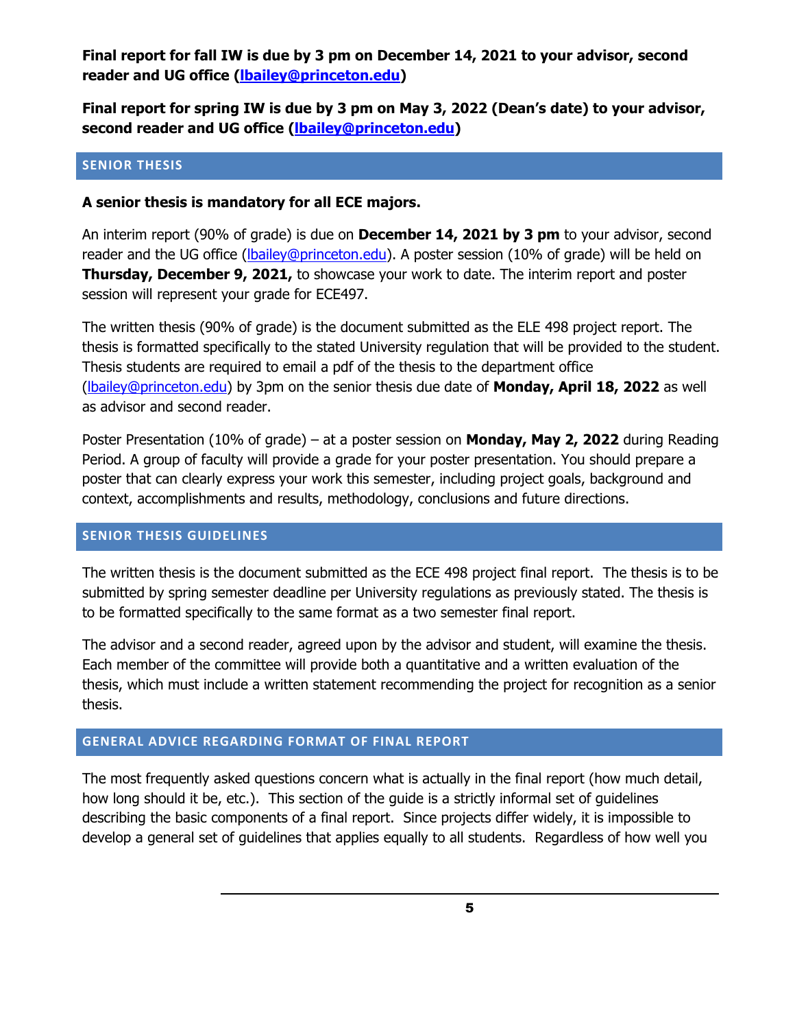**Final report for fall IW is due by 3 pm on December 14, 2021 to your advisor, second reader and UG office ([lbailey@princeton.edu](mailto:lbailey@princeton.edu))**

**Final report for spring IW is due by 3 pm on May 3, 2022 (Dean's date) to your advisor, second reader and UG office ([lbailey@princeton.edu](mailto:lbailey@princeton.edu))**

## SENIOR THESIS

**A senior thesis is mandatory for all ECE majors.**

An interim report (90% of grade) is due on **December 14, 2021 by 3 pm** to your advisor, second reader and the UG office ([lbailey@princeton.edu](mailto:lbailey@princeton.edu)). A poster session (10% of grade) will be held on **Thursday, December 9, 2021,** to showcase your work to date. The interim report and poster session will represent your grade for ECE497.

The written thesis (90% of grade) is the document submitted as the ELE 498 project report. The thesis is formatted specifically to the stated University regulation that will be provided to the student. Thesis students are required to email a pdf of the thesis to the department office ([lbailey@princeton.edu](mailto:lbailey@princeton.edu)) by 3pm on the senior thesis due date of **Monday, April 18, 2022** as well as advisor and second reader.

Poster Presentation (10% of grade) – at a poster session on **Monday, May 2, 2022** during Reading Period. A group of faculty will provide a grade for your poster presentation. You should prepare a poster that can clearly express your work this semester, including project goals, background and context, accomplishments and results, methodology, conclusions and future directions.

## SENIOR THESIS GUIDELINES

The written thesis is the document submitted as the ECE 498 project final report. The thesis is to be submitted by spring semester deadline per University regulations as previously stated. The thesis is to be formatted specifically to the same format as a two semester final report.

The advisor and a second reader, agreed upon by the advisor and student, will examine the thesis. Each member of the committee will provide both a quantitative and a written evaluation of the thesis, which must include a written statement recommending the project for recognition as a senior thesis.

## GENERAL ADVICE REGARDING FORMAT OF FINAL REPORT

The most frequently asked questions concern what is actually in the final report (how much detail, how long should it be, etc.). This section of the guide is a strictly informal set of guidelines describing the basic components of a final report. Since projects differ widely, it is impossible to develop a general set of guidelines that applies equally to all students. Regardless of how well you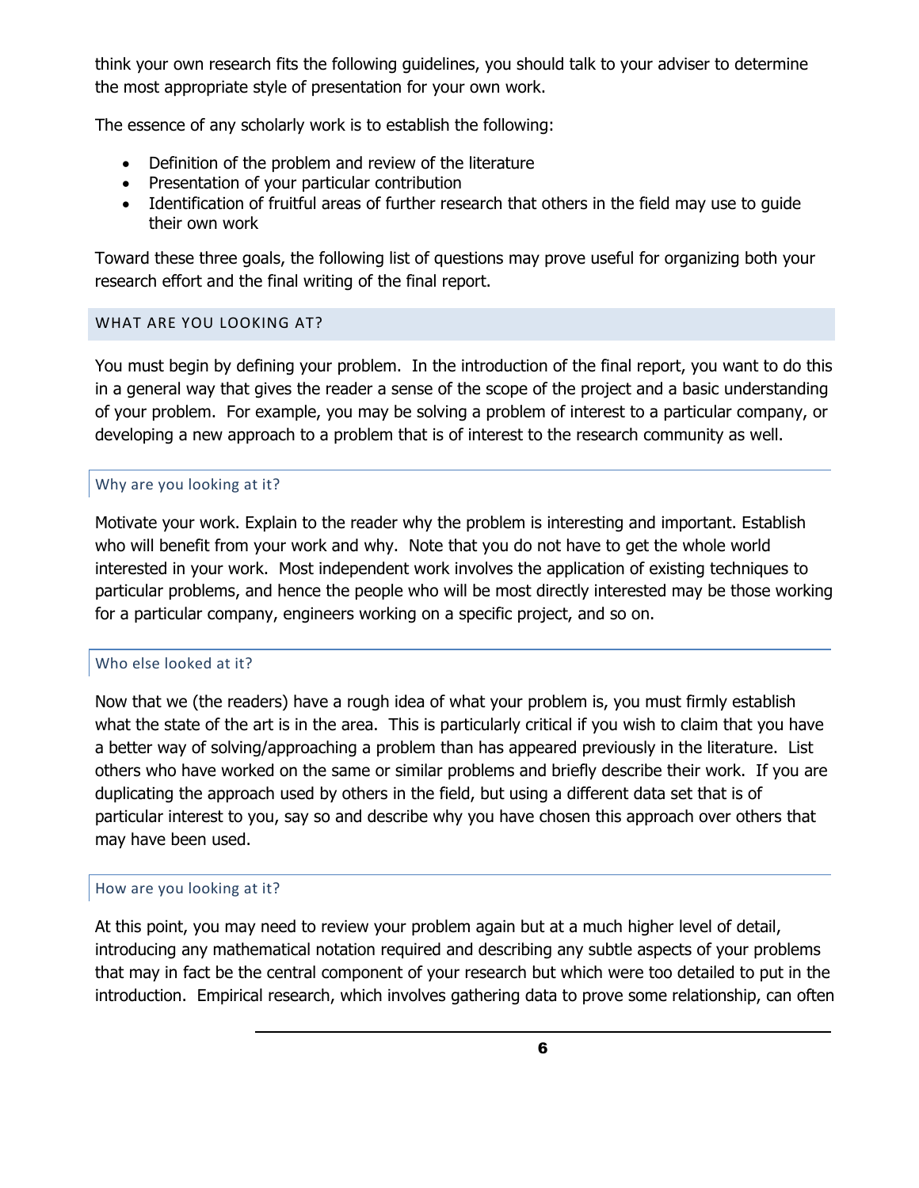think your own research fits the following guidelines, you should talk to your adviser to determine the most appropriate style of presentation for your own work.

The essence of any scholarly work is to establish the following:

- Definition of the problem and review of the literature
- Presentation of your particular contribution
- Identification of fruitful areas of further research that others in the field may use to guide their own work

Toward these three goals, the following list of questions may prove useful for organizing both your research effort and the final writing of the final report.

## WHAT ARE YOU LOOKING AT?

You must begin by defining your problem. In the introduction of the final report, you want to do this in a general way that gives the reader a sense of the scope of the project and a basic understanding of your problem. For example, you may be solving a problem of interest to a particular company, or developing a new approach to a problem that is of interest to the research community as well.

### Why are you looking at it?

Motivate your work. Explain to the reader why the problem is interesting and important. Establish who will benefit from your work and why. Note that you do not have to get the whole world interested in your work. Most independent work involves the application of existing techniques to particular problems, and hence the people who will be most directly interested may be those working for a particular company, engineers working on a specific project, and so on.

### Who else looked at it?

Now that we (the readers) have a rough idea of what your problem is, you must firmly establish what the state of the art is in the area. This is particularly critical if you wish to claim that you have a better way of solving/approaching a problem than has appeared previously in the literature. List others who have worked on the same or similar problems and briefly describe their work. If you are duplicating the approach used by others in the field, but using a different data set that is of particular interest to you, say so and describe why you have chosen this approach over others that may have been used.

### How are you looking at it?

At this point, you may need to review your problem again but at a much higher level of detail, introducing any mathematical notation required and describing any subtle aspects of your problems that may in fact be the central component of your research but which were too detailed to put in the introduction. Empirical research, which involves gathering data to prove some relationship, can often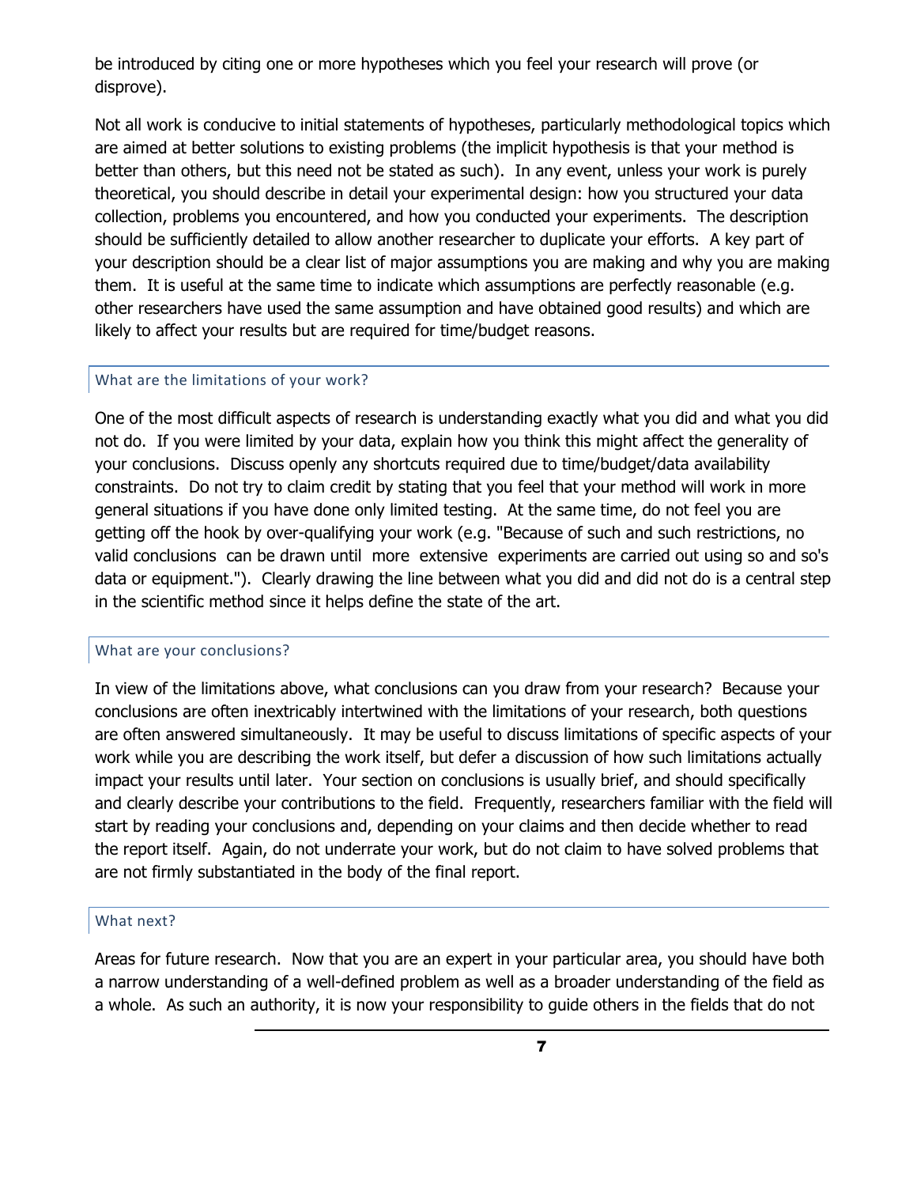be introduced by citing one or more hypotheses which you feel your research will prove (or disprove).

Not all work is conducive to initial statements of hypotheses, particularly methodological topics which are aimed at better solutions to existing problems (the implicit hypothesis is that your method is better than others, but this need not be stated as such). In any event, unless your work is purely theoretical, you should describe in detail your experimental design: how you structured your data collection, problems you encountered, and how you conducted your experiments. The description should be sufficiently detailed to allow another researcher to duplicate your efforts. A key part of your description should be a clear list of major assumptions you are making and why you are making them. It is useful at the same time to indicate which assumptions are perfectly reasonable (e.g. other researchers have used the same assumption and have obtained good results) and which are likely to affect your results but are required for time/budget reasons.

### What are the limitations of your work?

One of the most difficult aspects of research is understanding exactly what you did and what you did not do. If you were limited by your data, explain how you think this might affect the generality of your conclusions. Discuss openly any shortcuts required due to time/budget/data availability constraints. Do not try to claim credit by stating that you feel that your method will work in more general situations if you have done only limited testing. At the same time, do not feel you are getting off the hook by over-qualifying your work (e.g. "Because of such and such restrictions, no valid conclusions can be drawn until more extensive experiments are carried out using so and so's data or equipment."). Clearly drawing the line between what you did and did not do is a central step in the scientific method since it helps define the state of the art.

### What are your conclusions?

In view of the limitations above, what conclusions can you draw from your research? Because your conclusions are often inextricably intertwined with the limitations of your research, both questions are often answered simultaneously. It may be useful to discuss limitations of specific aspects of your work while you are describing the work itself, but defer a discussion of how such limitations actually impact your results until later. Your section on conclusions is usually brief, and should specifically and clearly describe your contributions to the field. Frequently, researchers familiar with the field will start by reading your conclusions and, depending on your claims and then decide whether to read the report itself. Again, do not underrate your work, but do not claim to have solved problems that are not firmly substantiated in the body of the final report.

### What next?

Areas for future research. Now that you are an expert in your particular area, you should have both a narrow understanding of a well-defined problem as well as a broader understanding of the field as a whole. As such an authority, it is now your responsibility to guide others in the fields that do not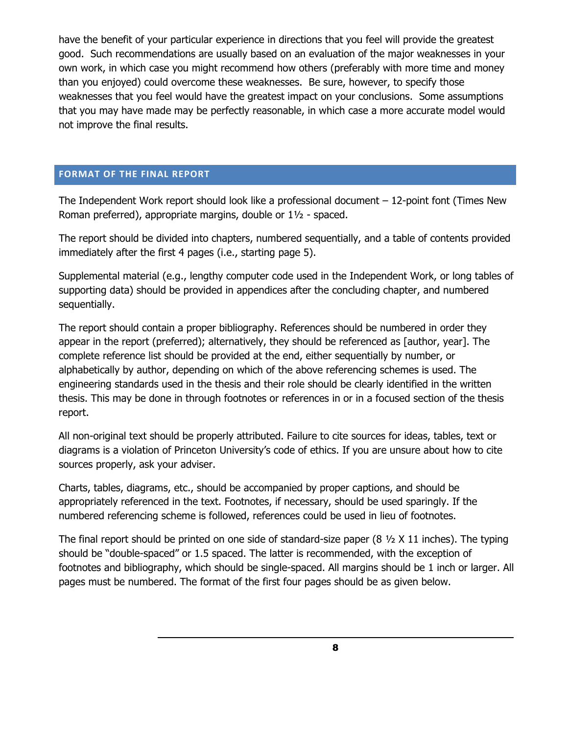have the benefit of your particular experience in directions that you feel will provide the greatest good. Such recommendations are usually based on an evaluation of the major weaknesses in your own work, in which case you might recommend how others (preferably with more time and money than you enjoyed) could overcome these weaknesses. Be sure, however, to specify those weaknesses that you feel would have the greatest impact on your conclusions. Some assumptions that you may have made may be perfectly reasonable, in which case a more accurate model would not improve the final results.

## FORMAT OF THE FINAL REPORT

The Independent Work report should look like a professional document – 12-point font (Times New Roman preferred), appropriate margins, double or 1½ - spaced.

The report should be divided into chapters, numbered sequentially, and a table of contents provided immediately after the first 4 pages (i.e., starting page 5).

Supplemental material (e.g., lengthy computer code used in the Independent Work, or long tables of supporting data) should be provided in appendices after the concluding chapter, and numbered sequentially.

The report should contain a proper bibliography. References should be numbered in order they appear in the report (preferred); alternatively, they should be referenced as [author, year]. The complete reference list should be provided at the end, either sequentially by number, or alphabetically by author, depending on which of the above referencing schemes is used. The engineering standards used in the thesis and their role should be clearly identified in the written thesis. This may be done in through footnotes or references in or in a focused section of the thesis report.

All non-original text should be properly attributed. Failure to cite sources for ideas, tables, text or diagrams is a violation of Princeton University's code of ethics. If you are unsure about how to cite sources properly, ask your adviser.

Charts, tables, diagrams, etc., should be accompanied by proper captions, and should be appropriately referenced in the text. Footnotes, if necessary, should be used sparingly. If the numbered referencing scheme is followed, references could be used in lieu of footnotes.

The final report should be printed on one side of standard-size paper (8 ½ X 11 inches). The typing should be "double-spaced" or 1.5 spaced. The latter is recommended, with the exception of footnotes and bibliography, which should be single-spaced. All margins should be 1 inch or larger. All pages must be numbered. The format of the first four pages should be as given below.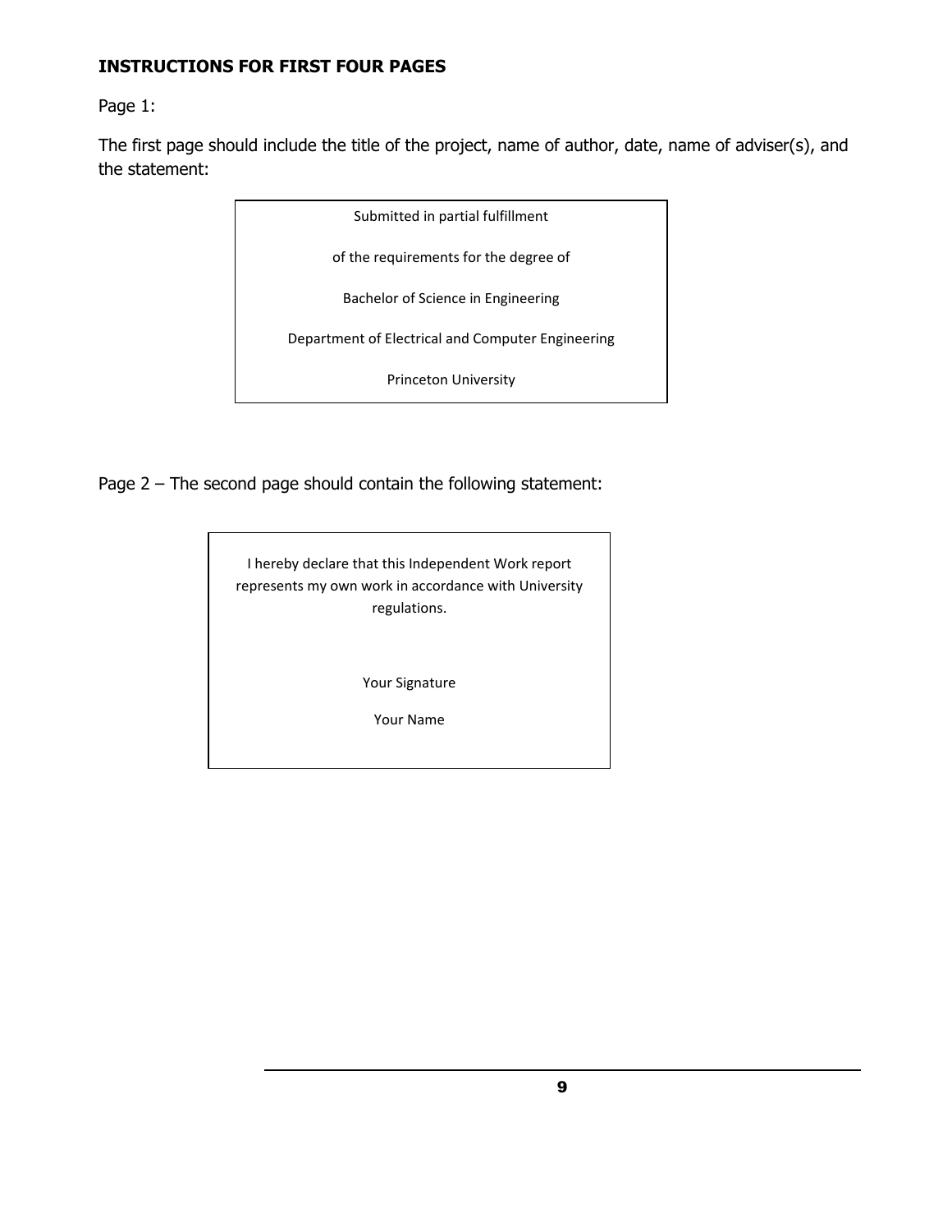**INSTRUCTIONS FOR FIRST FOUR PAGES**

Page 1:

The first page should include the title of the project, name of author, date, name of adviser(s), and the statement:

> Submitted in partial fulfillment
>
> of the requirements for the degree of
>
> Bachelor of Science in Engineering
>
> Department of Electrical and Computer Engineering
>
> Princeton University

Page 2 – The second page should contain the following statement:

> I hereby declare that this Independent Work report represents my own work in accordance with University regulations.
>
> Your Signature
>
> Your Name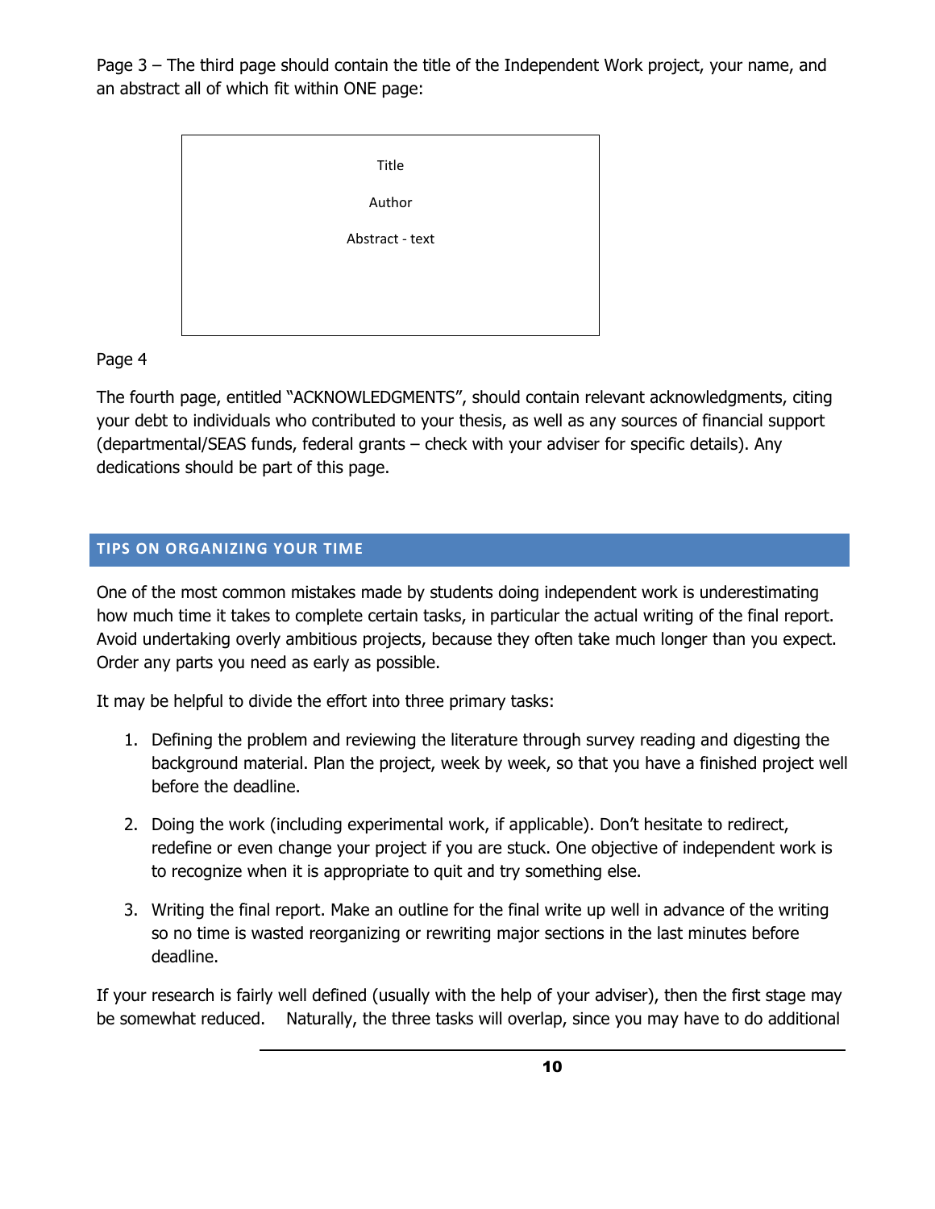Page 3 – The third page should contain the title of the Independent Work project, your name, and an abstract all of which fit within ONE page:

| Title<br>Author<br>Abstract - text |
|---|

Page 4

The fourth page, entitled "ACKNOWLEDGMENTS", should contain relevant acknowledgments, citing your debt to individuals who contributed to your thesis, as well as any sources of financial support (departmental/SEAS funds, federal grants – check with your adviser for specific details). Any dedications should be part of this page.

## TIPS ON ORGANIZING YOUR TIME

One of the most common mistakes made by students doing independent work is underestimating how much time it takes to complete certain tasks, in particular the actual writing of the final report. Avoid undertaking overly ambitious projects, because they often take much longer than you expect. Order any parts you need as early as possible.

It may be helpful to divide the effort into three primary tasks:

1. Defining the problem and reviewing the literature through survey reading and digesting the background material. Plan the project, week by week, so that you have a finished project well before the deadline.

2. Doing the work (including experimental work, if applicable). Don't hesitate to redirect, redefine or even change your project if you are stuck. One objective of independent work is to recognize when it is appropriate to quit and try something else.

3. Writing the final report. Make an outline for the final write up well in advance of the writing so no time is wasted reorganizing or rewriting major sections in the last minutes before deadline.

If your research is fairly well defined (usually with the help of your adviser), then the first stage may be somewhat reduced. Naturally, the three tasks will overlap, since you may have to do additional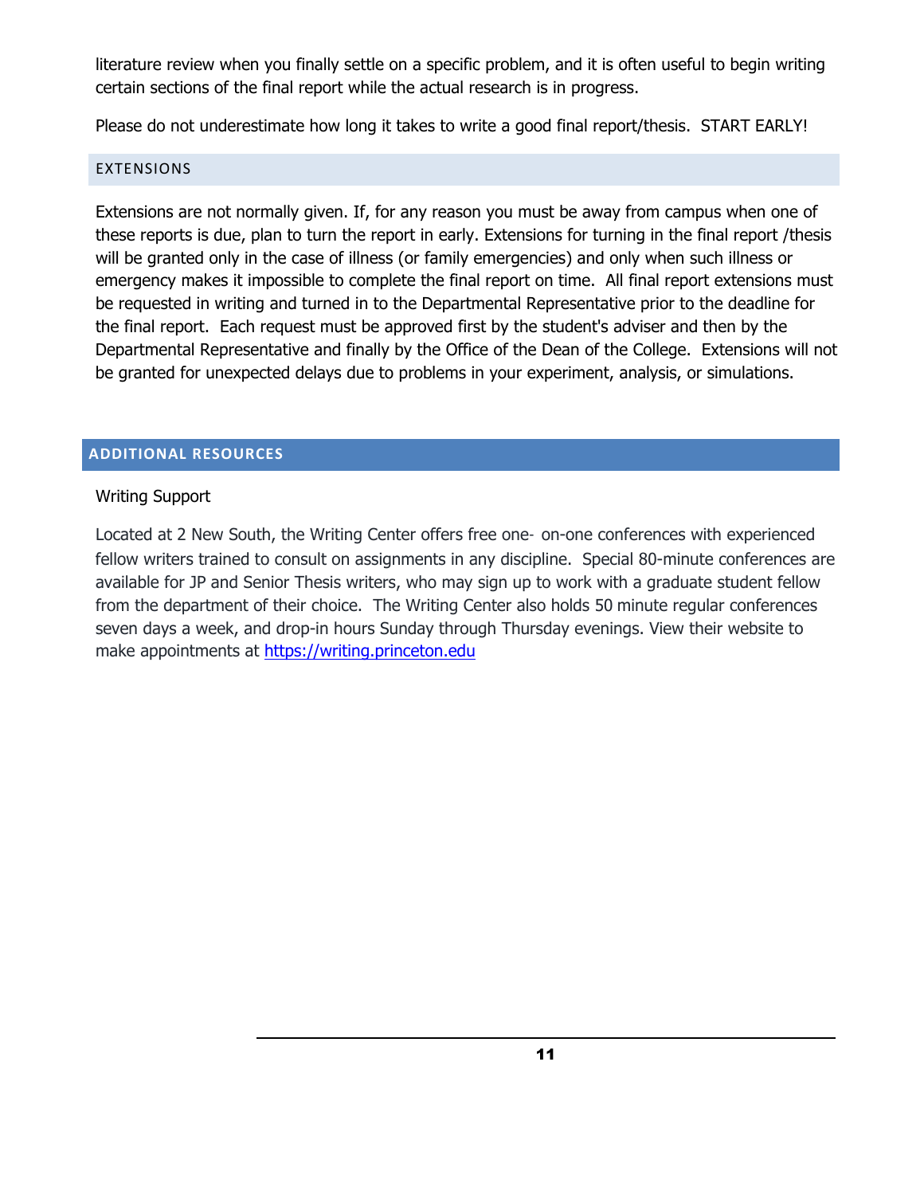literature review when you finally settle on a specific problem, and it is often useful to begin writing certain sections of the final report while the actual research is in progress.

Please do not underestimate how long it takes to write a good final report/thesis. START EARLY!

### EXTENSIONS

Extensions are not normally given. If, for any reason you must be away from campus when one of these reports is due, plan to turn the report in early. Extensions for turning in the final report /thesis will be granted only in the case of illness (or family emergencies) and only when such illness or emergency makes it impossible to complete the final report on time. All final report extensions must be requested in writing and turned in to the Departmental Representative prior to the deadline for the final report. Each request must be approved first by the student's adviser and then by the Departmental Representative and finally by the Office of the Dean of the College. Extensions will not be granted for unexpected delays due to problems in your experiment, analysis, or simulations.

## ADDITIONAL RESOURCES

Writing Support

Located at 2 New South, the Writing Center offers free one- on-one conferences with experienced fellow writers trained to consult on assignments in any discipline. Special 80-minute conferences are available for JP and Senior Thesis writers, who may sign up to work with a graduate student fellow from the department of their choice. The Writing Center also holds 50 minute regular conferences seven days a week, and drop-in hours Sunday through Thursday evenings. View their website to make appointments at https://writing.princeton.edu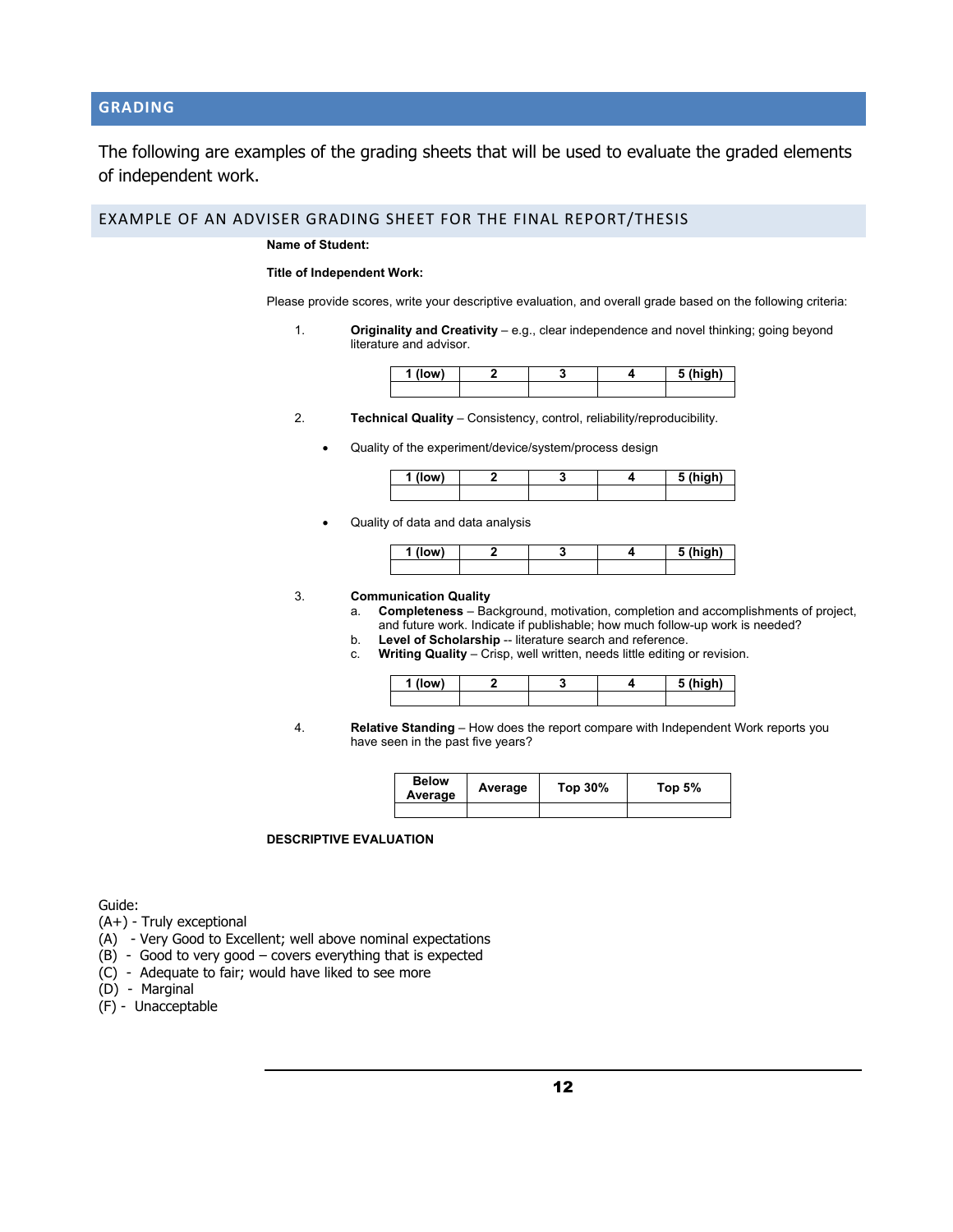## GRADING

The following are examples of the grading sheets that will be used to evaluate the graded elements of independent work.

### EXAMPLE OF AN ADVISER GRADING SHEET FOR THE FINAL REPORT/THESIS

**Name of Student:**

**Title of Independent Work:**

Please provide scores, write your descriptive evaluation, and overall grade based on the following criteria:

1. **Originality and Creativity** – e.g., clear independence and novel thinking; going beyond literature and advisor.

| 1 (low) | 2 | 3 | 4 | 5 (high) |
|---|---|---|---|---|
| | | | | |

2. **Technical Quality** – Consistency, control, reliability/reproducibility.

- Quality of the experiment/device/system/process design

| 1 (low) | 2 | 3 | 4 | 5 (high) |
|---|---|---|---|---|
| | | | | |

- Quality of data and data analysis

| 1 (low) | 2 | 3 | 4 | 5 (high) |
|---|---|---|---|---|
| | | | | |

3. **Communication Quality**
   a. **Completeness** – Background, motivation, completion and accomplishments of project, and future work. Indicate if publishable; how much follow-up work is needed?
   b. **Level of Scholarship** -- literature search and reference.
   c. **Writing Quality** – Crisp, well written, needs little editing or revision.

| 1 (low) | 2 | 3 | 4 | 5 (high) |
|---|---|---|---|---|
| | | | | |

4. **Relative Standing** – How does the report compare with Independent Work reports you have seen in the past five years?

| Below Average | Average | Top 30% | Top 5% |
|---|---|---|---|
| | | | |

**DESCRIPTIVE EVALUATION**

Guide:
(A+) - Truly exceptional
(A) - Very Good to Excellent; well above nominal expectations
(B) - Good to very good – covers everything that is expected
(C) - Adequate to fair; would have liked to see more
(D) - Marginal
(F) - Unacceptable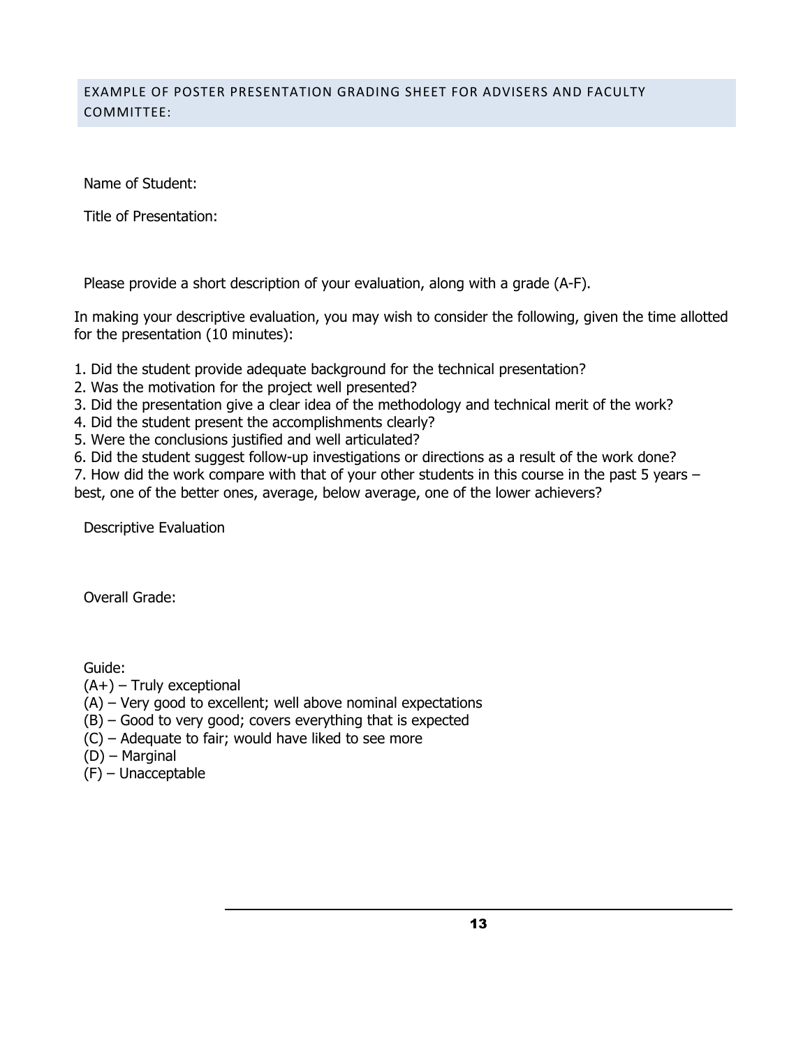## EXAMPLE OF POSTER PRESENTATION GRADING SHEET FOR ADVISERS AND FACULTY COMMITTEE:

Name of Student:

Title of Presentation:

Please provide a short description of your evaluation, along with a grade (A-F).

In making your descriptive evaluation, you may wish to consider the following, given the time allotted for the presentation (10 minutes):

1. Did the student provide adequate background for the technical presentation?
2. Was the motivation for the project well presented?
3. Did the presentation give a clear idea of the methodology and technical merit of the work?
4. Did the student present the accomplishments clearly?
5. Were the conclusions justified and well articulated?
6. Did the student suggest follow-up investigations or directions as a result of the work done?
7. How did the work compare with that of your other students in this course in the past 5 years – best, one of the better ones, average, below average, one of the lower achievers?

Descriptive Evaluation

Overall Grade:

Guide:
(A+) – Truly exceptional
(A) – Very good to excellent; well above nominal expectations
(B) – Good to very good; covers everything that is expected
(C) – Adequate to fair; would have liked to see more
(D) – Marginal
(F) – Unacceptable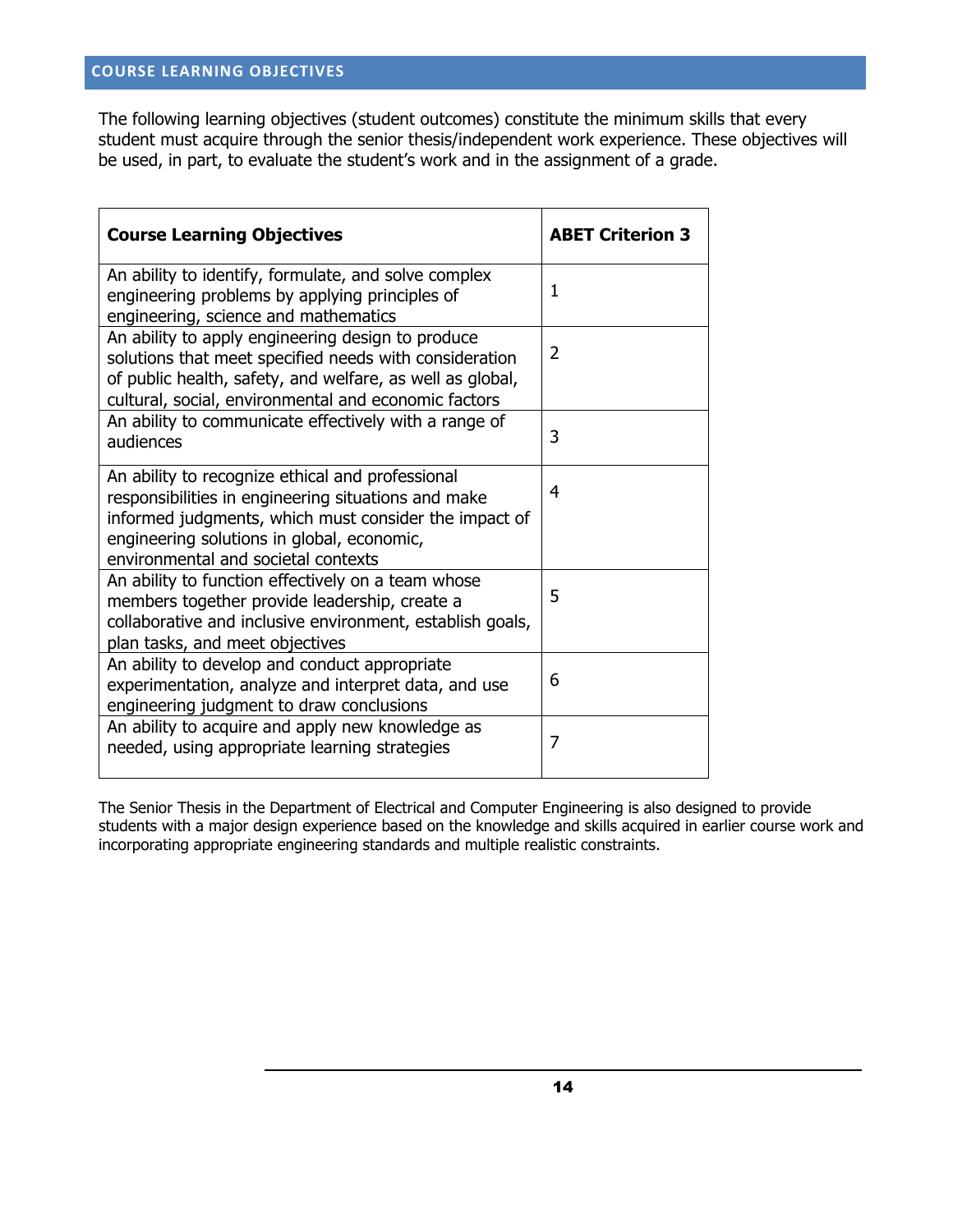## COURSE LEARNING OBJECTIVES

The following learning objectives (student outcomes) constitute the minimum skills that every student must acquire through the senior thesis/independent work experience. These objectives will be used, in part, to evaluate the student's work and in the assignment of a grade.

| Course Learning Objectives | ABET Criterion 3 |
|---|---|
| An ability to identify, formulate, and solve complex engineering problems by applying principles of engineering, science and mathematics | 1 |
| An ability to apply engineering design to produce solutions that meet specified needs with consideration of public health, safety, and welfare, as well as global, cultural, social, environmental and economic factors | 2 |
| An ability to communicate effectively with a range of audiences | 3 |
| An ability to recognize ethical and professional responsibilities in engineering situations and make informed judgments, which must consider the impact of engineering solutions in global, economic, environmental and societal contexts | 4 |
| An ability to function effectively on a team whose members together provide leadership, create a collaborative and inclusive environment, establish goals, plan tasks, and meet objectives | 5 |
| An ability to develop and conduct appropriate experimentation, analyze and interpret data, and use engineering judgment to draw conclusions | 6 |
| An ability to acquire and apply new knowledge as needed, using appropriate learning strategies | 7 |

The Senior Thesis in the Department of Electrical and Computer Engineering is also designed to provide students with a major design experience based on the knowledge and skills acquired in earlier course work and incorporating appropriate engineering standards and multiple realistic constraints.